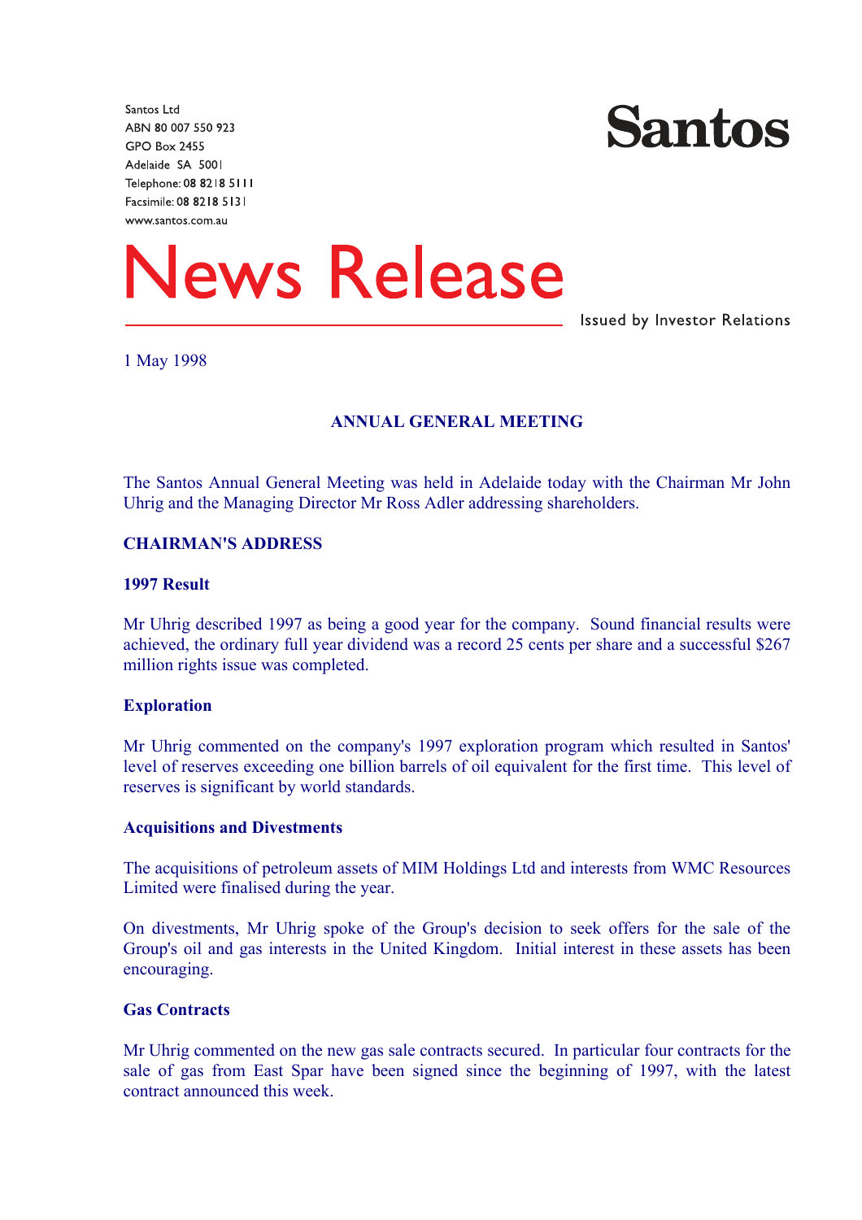Santos Ltd
ABN 80 007 550 923
GPO Box 2455
Adelaide SA 5001
Telephone: 08 8218 5111
Facsimile: 08 8218 5131
www.santos.com.au

**Santos**

# News Release

Issued by Investor Relations

1 May 1998

## ANNUAL GENERAL MEETING

The Santos Annual General Meeting was held in Adelaide today with the Chairman Mr John Uhrig and the Managing Director Mr Ross Adler addressing shareholders.

### CHAIRMAN'S ADDRESS

**1997 Result**

Mr Uhrig described 1997 as being a good year for the company. Sound financial results were achieved, the ordinary full year dividend was a record 25 cents per share and a successful $267 million rights issue was completed.

**Exploration**

Mr Uhrig commented on the company's 1997 exploration program which resulted in Santos' level of reserves exceeding one billion barrels of oil equivalent for the first time. This level of reserves is significant by world standards.

**Acquisitions and Divestments**

The acquisitions of petroleum assets of MIM Holdings Ltd and interests from WMC Resources Limited were finalised during the year.

On divestments, Mr Uhrig spoke of the Group's decision to seek offers for the sale of the Group's oil and gas interests in the United Kingdom. Initial interest in these assets has been encouraging.

**Gas Contracts**

Mr Uhrig commented on the new gas sale contracts secured. In particular four contracts for the sale of gas from East Spar have been signed since the beginning of 1997, with the latest contract announced this week.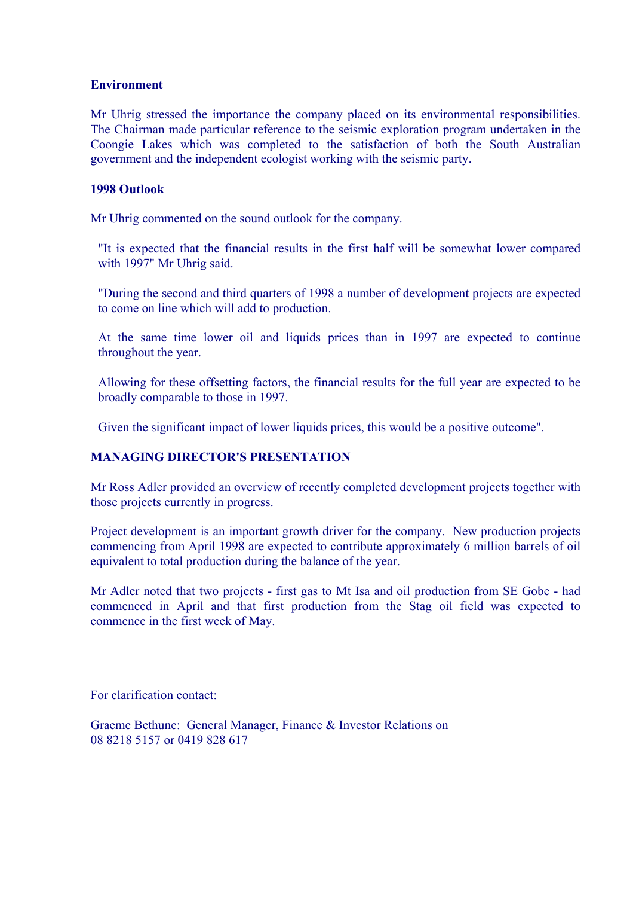**Environment**

Mr Uhrig stressed the importance the company placed on its environmental responsibilities. The Chairman made particular reference to the seismic exploration program undertaken in the Coongie Lakes which was completed to the satisfaction of both the South Australian government and the independent ecologist working with the seismic party.

**1998 Outlook**

Mr Uhrig commented on the sound outlook for the company.

> "It is expected that the financial results in the first half will be somewhat lower compared with 1997" Mr Uhrig said.
>
> "During the second and third quarters of 1998 a number of development projects are expected to come on line which will add to production.
>
> At the same time lower oil and liquids prices than in 1997 are expected to continue throughout the year.
>
> Allowing for these offsetting factors, the financial results for the full year are expected to be broadly comparable to those in 1997.
>
> Given the significant impact of lower liquids prices, this would be a positive outcome".

**MANAGING DIRECTOR'S PRESENTATION**

Mr Ross Adler provided an overview of recently completed development projects together with those projects currently in progress.

Project development is an important growth driver for the company. New production projects commencing from April 1998 are expected to contribute approximately 6 million barrels of oil equivalent to total production during the balance of the year.

Mr Adler noted that two projects - first gas to Mt Isa and oil production from SE Gobe - had commenced in April and that first production from the Stag oil field was expected to commence in the first week of May.

For clarification contact:

Graeme Bethune: General Manager, Finance & Investor Relations on
08 8218 5157 or 0419 828 617